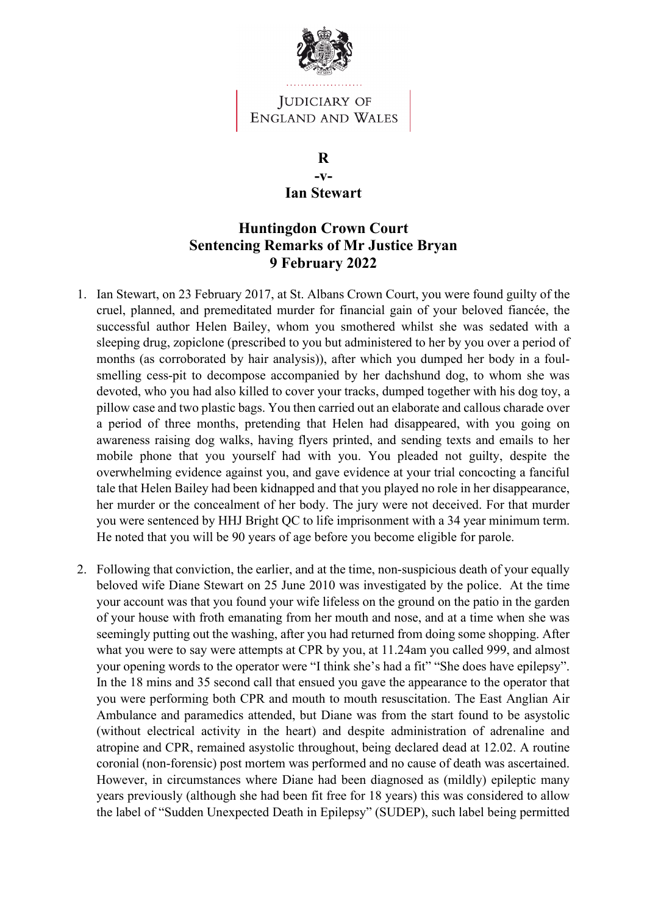JUDICIARY OF ENGLAND AND WALES

# R
# -v-
# Ian Stewart

## Huntingdon Crown Court
## Sentencing Remarks of Mr Justice Bryan
## 9 February 2022

1. Ian Stewart, on 23 February 2017, at St. Albans Crown Court, you were found guilty of the cruel, planned, and premeditated murder for financial gain of your beloved fiancée, the successful author Helen Bailey, whom you smothered whilst she was sedated with a sleeping drug, zopiclone (prescribed to you but administered to her by you over a period of months (as corroborated by hair analysis)), after which you dumped her body in a foul-smelling cess-pit to decompose accompanied by her dachshund dog, to whom she was devoted, who you had also killed to cover your tracks, dumped together with his dog toy, a pillow case and two plastic bags. You then carried out an elaborate and callous charade over a period of three months, pretending that Helen had disappeared, with you going on awareness raising dog walks, having flyers printed, and sending texts and emails to her mobile phone that you yourself had with you. You pleaded not guilty, despite the overwhelming evidence against you, and gave evidence at your trial concocting a fanciful tale that Helen Bailey had been kidnapped and that you played no role in her disappearance, her murder or the concealment of her body. The jury were not deceived. For that murder you were sentenced by HHJ Bright QC to life imprisonment with a 34 year minimum term. He noted that you will be 90 years of age before you become eligible for parole.

2. Following that conviction, the earlier, and at the time, non-suspicious death of your equally beloved wife Diane Stewart on 25 June 2010 was investigated by the police. At the time your account was that you found your wife lifeless on the ground on the patio in the garden of your house with froth emanating from her mouth and nose, and at a time when she was seemingly putting out the washing, after you had returned from doing some shopping. After what you were to say were attempts at CPR by you, at 11.24am you called 999, and almost your opening words to the operator were "I think she's had a fit" "She does have epilepsy". In the 18 mins and 35 second call that ensued you gave the appearance to the operator that you were performing both CPR and mouth to mouth resuscitation. The East Anglian Air Ambulance and paramedics attended, but Diane was from the start found to be asystolic (without electrical activity in the heart) and despite administration of adrenaline and atropine and CPR, remained asystolic throughout, being declared dead at 12.02. A routine coronial (non-forensic) post mortem was performed and no cause of death was ascertained. However, in circumstances where Diane had been diagnosed as (mildly) epileptic many years previously (although she had been fit free for 18 years) this was considered to allow the label of "Sudden Unexpected Death in Epilepsy" (SUDEP), such label being permitted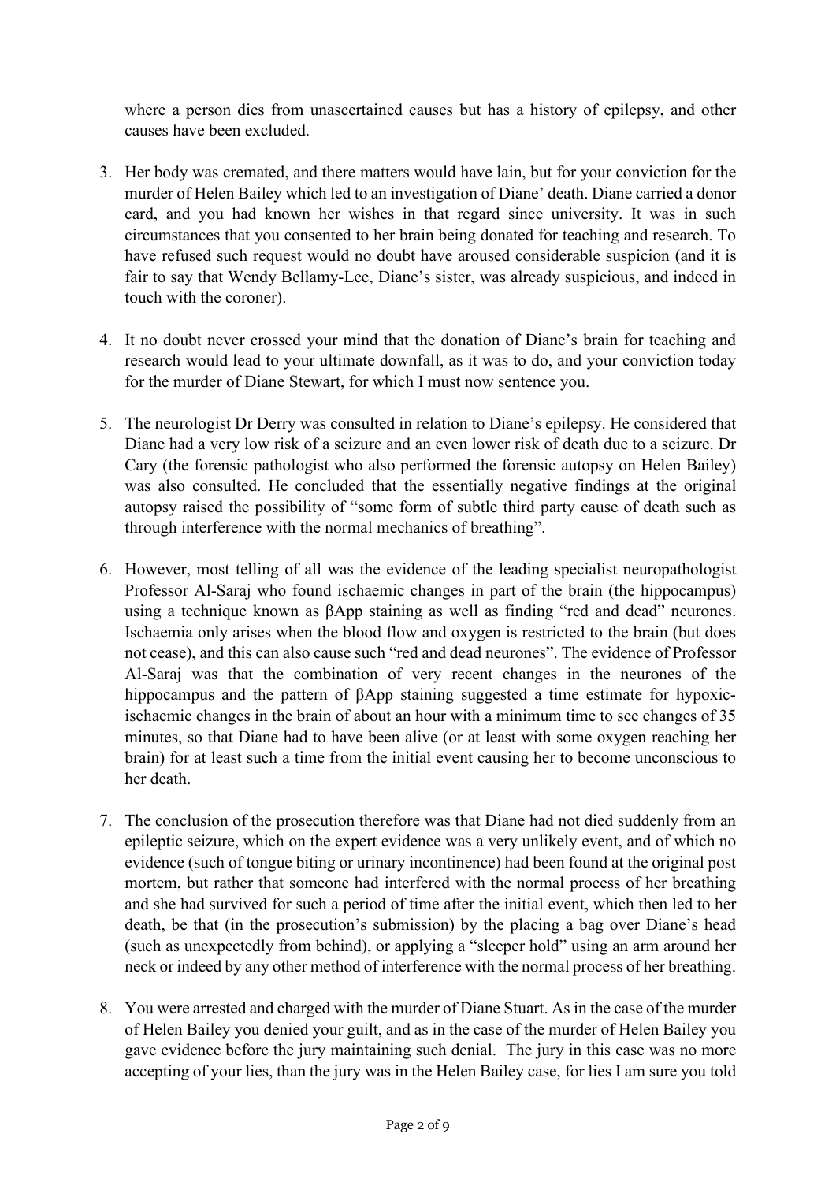where a person dies from unascertained causes but has a history of epilepsy, and other causes have been excluded.

3. Her body was cremated, and there matters would have lain, but for your conviction for the murder of Helen Bailey which led to an investigation of Diane' death. Diane carried a donor card, and you had known her wishes in that regard since university. It was in such circumstances that you consented to her brain being donated for teaching and research. To have refused such request would no doubt have aroused considerable suspicion (and it is fair to say that Wendy Bellamy-Lee, Diane's sister, was already suspicious, and indeed in touch with the coroner).

4. It no doubt never crossed your mind that the donation of Diane's brain for teaching and research would lead to your ultimate downfall, as it was to do, and your conviction today for the murder of Diane Stewart, for which I must now sentence you.

5. The neurologist Dr Derry was consulted in relation to Diane's epilepsy. He considered that Diane had a very low risk of a seizure and an even lower risk of death due to a seizure. Dr Cary (the forensic pathologist who also performed the forensic autopsy on Helen Bailey) was also consulted. He concluded that the essentially negative findings at the original autopsy raised the possibility of "some form of subtle third party cause of death such as through interference with the normal mechanics of breathing".

6. However, most telling of all was the evidence of the leading specialist neuropathologist Professor Al-Saraj who found ischaemic changes in part of the brain (the hippocampus) using a technique known as βApp staining as well as finding "red and dead" neurones. Ischaemia only arises when the blood flow and oxygen is restricted to the brain (but does not cease), and this can also cause such "red and dead neurones". The evidence of Professor Al-Saraj was that the combination of very recent changes in the neurones of the hippocampus and the pattern of βApp staining suggested a time estimate for hypoxic-ischaemic changes in the brain of about an hour with a minimum time to see changes of 35 minutes, so that Diane had to have been alive (or at least with some oxygen reaching her brain) for at least such a time from the initial event causing her to become unconscious to her death.

7. The conclusion of the prosecution therefore was that Diane had not died suddenly from an epileptic seizure, which on the expert evidence was a very unlikely event, and of which no evidence (such of tongue biting or urinary incontinence) had been found at the original post mortem, but rather that someone had interfered with the normal process of her breathing and she had survived for such a period of time after the initial event, which then led to her death, be that (in the prosecution's submission) by the placing a bag over Diane's head (such as unexpectedly from behind), or applying a "sleeper hold" using an arm around her neck or indeed by any other method of interference with the normal process of her breathing.

8. You were arrested and charged with the murder of Diane Stuart. As in the case of the murder of Helen Bailey you denied your guilt, and as in the case of the murder of Helen Bailey you gave evidence before the jury maintaining such denial. The jury in this case was no more accepting of your lies, than the jury was in the Helen Bailey case, for lies I am sure you told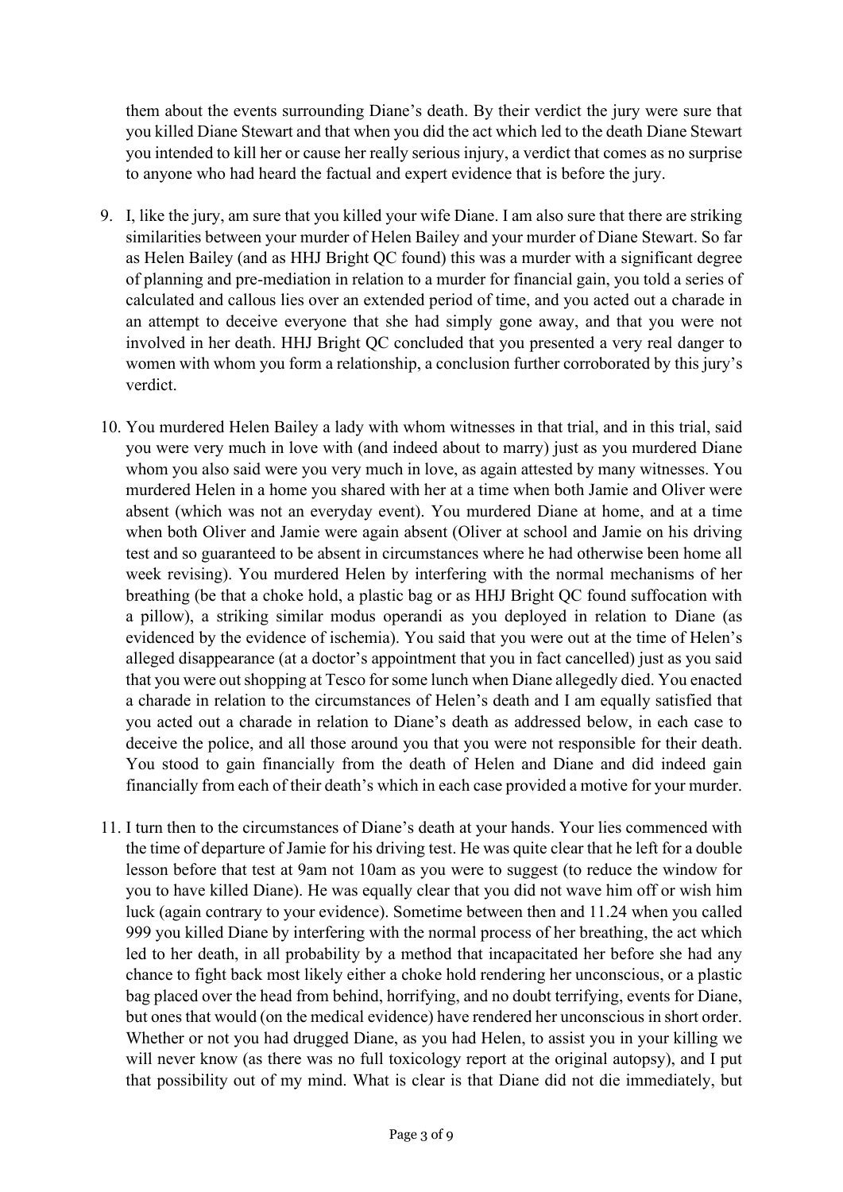them about the events surrounding Diane's death. By their verdict the jury were sure that you killed Diane Stewart and that when you did the act which led to the death Diane Stewart you intended to kill her or cause her really serious injury, a verdict that comes as no surprise to anyone who had heard the factual and expert evidence that is before the jury.

9. I, like the jury, am sure that you killed your wife Diane. I am also sure that there are striking similarities between your murder of Helen Bailey and your murder of Diane Stewart. So far as Helen Bailey (and as HHJ Bright QC found) this was a murder with a significant degree of planning and pre-mediation in relation to a murder for financial gain, you told a series of calculated and callous lies over an extended period of time, and you acted out a charade in an attempt to deceive everyone that she had simply gone away, and that you were not involved in her death. HHJ Bright QC concluded that you presented a very real danger to women with whom you form a relationship, a conclusion further corroborated by this jury's verdict.

10. You murdered Helen Bailey a lady with whom witnesses in that trial, and in this trial, said you were very much in love with (and indeed about to marry) just as you murdered Diane whom you also said were you very much in love, as again attested by many witnesses. You murdered Helen in a home you shared with her at a time when both Jamie and Oliver were absent (which was not an everyday event). You murdered Diane at home, and at a time when both Oliver and Jamie were again absent (Oliver at school and Jamie on his driving test and so guaranteed to be absent in circumstances where he had otherwise been home all week revising). You murdered Helen by interfering with the normal mechanisms of her breathing (be that a choke hold, a plastic bag or as HHJ Bright QC found suffocation with a pillow), a striking similar modus operandi as you deployed in relation to Diane (as evidenced by the evidence of ischemia). You said that you were out at the time of Helen's alleged disappearance (at a doctor's appointment that you in fact cancelled) just as you said that you were out shopping at Tesco for some lunch when Diane allegedly died. You enacted a charade in relation to the circumstances of Helen's death and I am equally satisfied that you acted out a charade in relation to Diane's death as addressed below, in each case to deceive the police, and all those around you that you were not responsible for their death. You stood to gain financially from the death of Helen and Diane and did indeed gain financially from each of their death's which in each case provided a motive for your murder.

11. I turn then to the circumstances of Diane's death at your hands. Your lies commenced with the time of departure of Jamie for his driving test. He was quite clear that he left for a double lesson before that test at 9am not 10am as you were to suggest (to reduce the window for you to have killed Diane). He was equally clear that you did not wave him off or wish him luck (again contrary to your evidence). Sometime between then and 11.24 when you called 999 you killed Diane by interfering with the normal process of her breathing, the act which led to her death, in all probability by a method that incapacitated her before she had any chance to fight back most likely either a choke hold rendering her unconscious, or a plastic bag placed over the head from behind, horrifying, and no doubt terrifying, events for Diane, but ones that would (on the medical evidence) have rendered her unconscious in short order. Whether or not you had drugged Diane, as you had Helen, to assist you in your killing we will never know (as there was no full toxicology report at the original autopsy), and I put that possibility out of my mind. What is clear is that Diane did not die immediately, but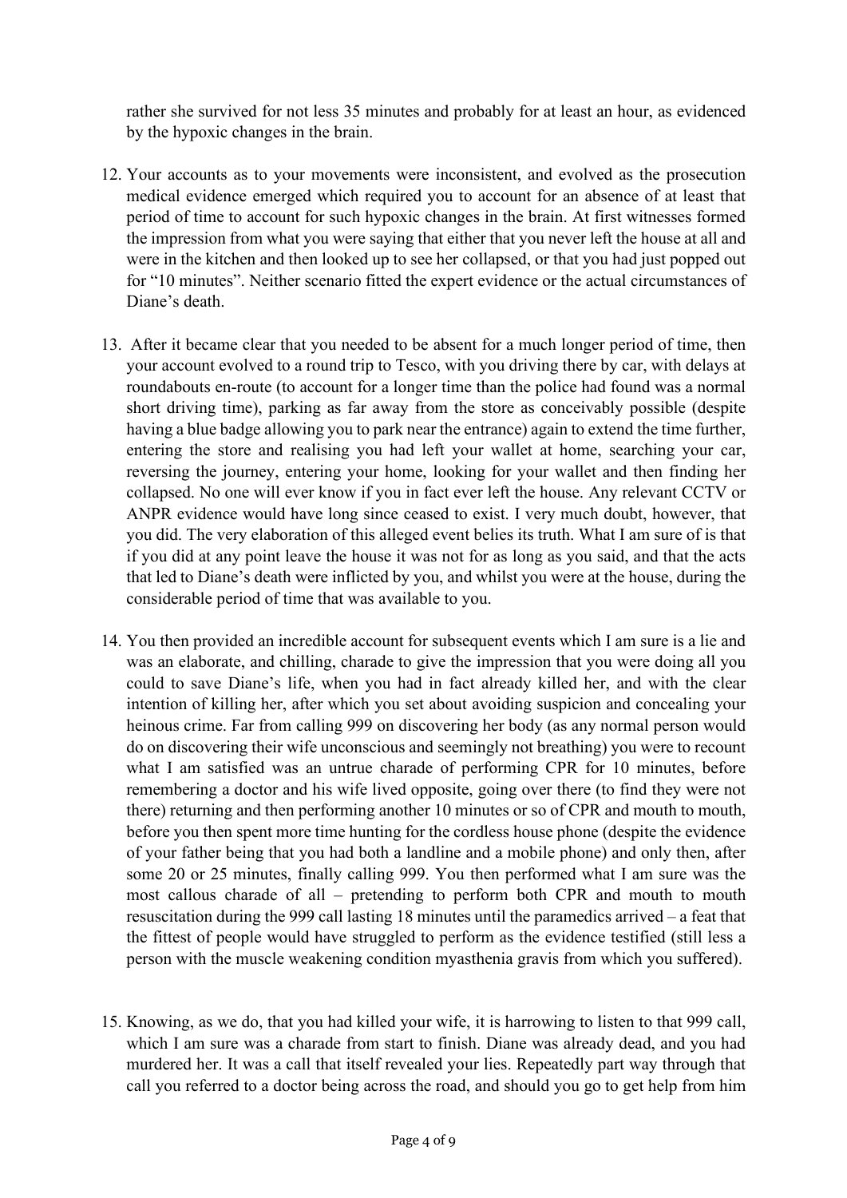rather she survived for not less 35 minutes and probably for at least an hour, as evidenced by the hypoxic changes in the brain.

12. Your accounts as to your movements were inconsistent, and evolved as the prosecution medical evidence emerged which required you to account for an absence of at least that period of time to account for such hypoxic changes in the brain. At first witnesses formed the impression from what you were saying that either that you never left the house at all and were in the kitchen and then looked up to see her collapsed, or that you had just popped out for "10 minutes". Neither scenario fitted the expert evidence or the actual circumstances of Diane's death.

13. After it became clear that you needed to be absent for a much longer period of time, then your account evolved to a round trip to Tesco, with you driving there by car, with delays at roundabouts en-route (to account for a longer time than the police had found was a normal short driving time), parking as far away from the store as conceivably possible (despite having a blue badge allowing you to park near the entrance) again to extend the time further, entering the store and realising you had left your wallet at home, searching your car, reversing the journey, entering your home, looking for your wallet and then finding her collapsed. No one will ever know if you in fact ever left the house. Any relevant CCTV or ANPR evidence would have long since ceased to exist. I very much doubt, however, that you did. The very elaboration of this alleged event belies its truth. What I am sure of is that if you did at any point leave the house it was not for as long as you said, and that the acts that led to Diane's death were inflicted by you, and whilst you were at the house, during the considerable period of time that was available to you.

14. You then provided an incredible account for subsequent events which I am sure is a lie and was an elaborate, and chilling, charade to give the impression that you were doing all you could to save Diane's life, when you had in fact already killed her, and with the clear intention of killing her, after which you set about avoiding suspicion and concealing your heinous crime. Far from calling 999 on discovering her body (as any normal person would do on discovering their wife unconscious and seemingly not breathing) you were to recount what I am satisfied was an untrue charade of performing CPR for 10 minutes, before remembering a doctor and his wife lived opposite, going over there (to find they were not there) returning and then performing another 10 minutes or so of CPR and mouth to mouth, before you then spent more time hunting for the cordless house phone (despite the evidence of your father being that you had both a landline and a mobile phone) and only then, after some 20 or 25 minutes, finally calling 999. You then performed what I am sure was the most callous charade of all – pretending to perform both CPR and mouth to mouth resuscitation during the 999 call lasting 18 minutes until the paramedics arrived – a feat that the fittest of people would have struggled to perform as the evidence testified (still less a person with the muscle weakening condition myasthenia gravis from which you suffered).

15. Knowing, as we do, that you had killed your wife, it is harrowing to listen to that 999 call, which I am sure was a charade from start to finish. Diane was already dead, and you had murdered her. It was a call that itself revealed your lies. Repeatedly part way through that call you referred to a doctor being across the road, and should you go to get help from him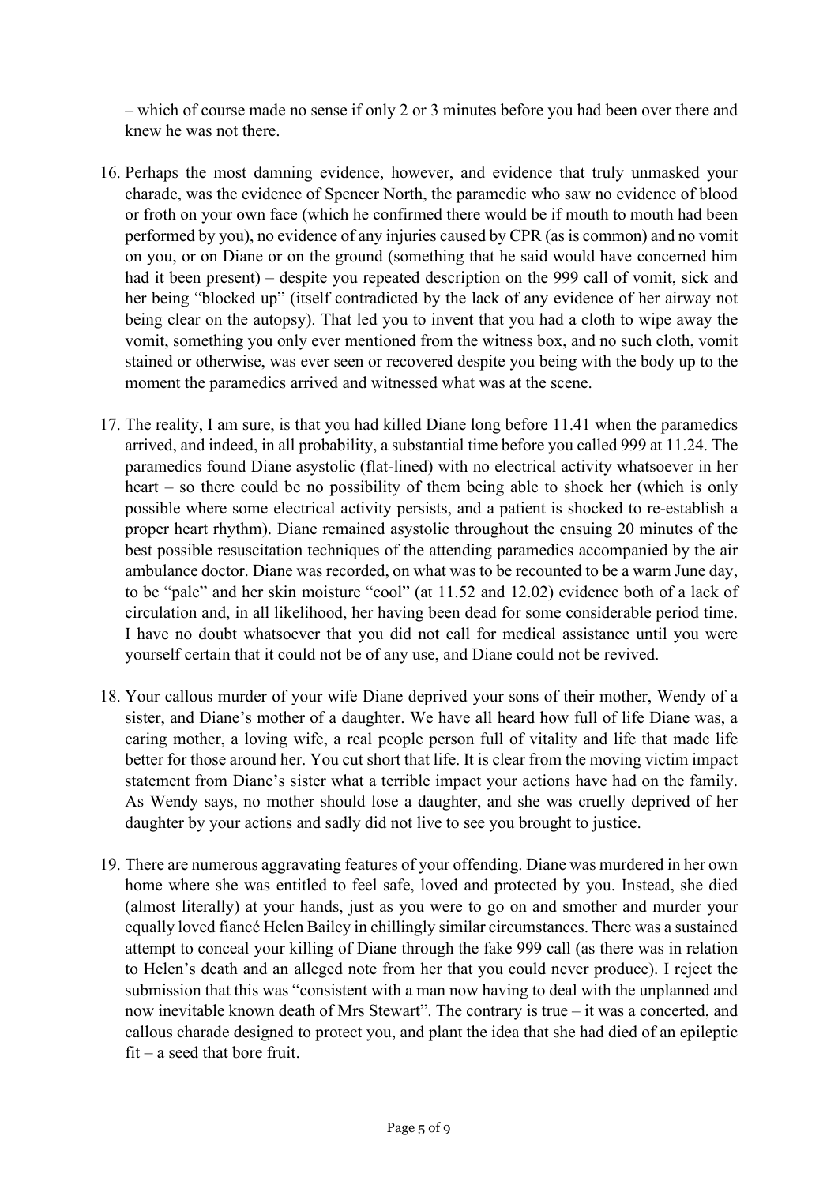– which of course made no sense if only 2 or 3 minutes before you had been over there and knew he was not there.

16. Perhaps the most damning evidence, however, and evidence that truly unmasked your charade, was the evidence of Spencer North, the paramedic who saw no evidence of blood or froth on your own face (which he confirmed there would be if mouth to mouth had been performed by you), no evidence of any injuries caused by CPR (as is common) and no vomit on you, or on Diane or on the ground (something that he said would have concerned him had it been present) – despite you repeated description on the 999 call of vomit, sick and her being "blocked up" (itself contradicted by the lack of any evidence of her airway not being clear on the autopsy). That led you to invent that you had a cloth to wipe away the vomit, something you only ever mentioned from the witness box, and no such cloth, vomit stained or otherwise, was ever seen or recovered despite you being with the body up to the moment the paramedics arrived and witnessed what was at the scene.

17. The reality, I am sure, is that you had killed Diane long before 11.41 when the paramedics arrived, and indeed, in all probability, a substantial time before you called 999 at 11.24. The paramedics found Diane asystolic (flat-lined) with no electrical activity whatsoever in her heart – so there could be no possibility of them being able to shock her (which is only possible where some electrical activity persists, and a patient is shocked to re-establish a proper heart rhythm). Diane remained asystolic throughout the ensuing 20 minutes of the best possible resuscitation techniques of the attending paramedics accompanied by the air ambulance doctor. Diane was recorded, on what was to be recounted to be a warm June day, to be "pale" and her skin moisture "cool" (at 11.52 and 12.02) evidence both of a lack of circulation and, in all likelihood, her having been dead for some considerable period time. I have no doubt whatsoever that you did not call for medical assistance until you were yourself certain that it could not be of any use, and Diane could not be revived.

18. Your callous murder of your wife Diane deprived your sons of their mother, Wendy of a sister, and Diane's mother of a daughter. We have all heard how full of life Diane was, a caring mother, a loving wife, a real people person full of vitality and life that made life better for those around her. You cut short that life. It is clear from the moving victim impact statement from Diane's sister what a terrible impact your actions have had on the family. As Wendy says, no mother should lose a daughter, and she was cruelly deprived of her daughter by your actions and sadly did not live to see you brought to justice.

19. There are numerous aggravating features of your offending. Diane was murdered in her own home where she was entitled to feel safe, loved and protected by you. Instead, she died (almost literally) at your hands, just as you were to go on and smother and murder your equally loved fiancé Helen Bailey in chillingly similar circumstances. There was a sustained attempt to conceal your killing of Diane through the fake 999 call (as there was in relation to Helen's death and an alleged note from her that you could never produce). I reject the submission that this was "consistent with a man now having to deal with the unplanned and now inevitable known death of Mrs Stewart". The contrary is true – it was a concerted, and callous charade designed to protect you, and plant the idea that she had died of an epileptic fit – a seed that bore fruit.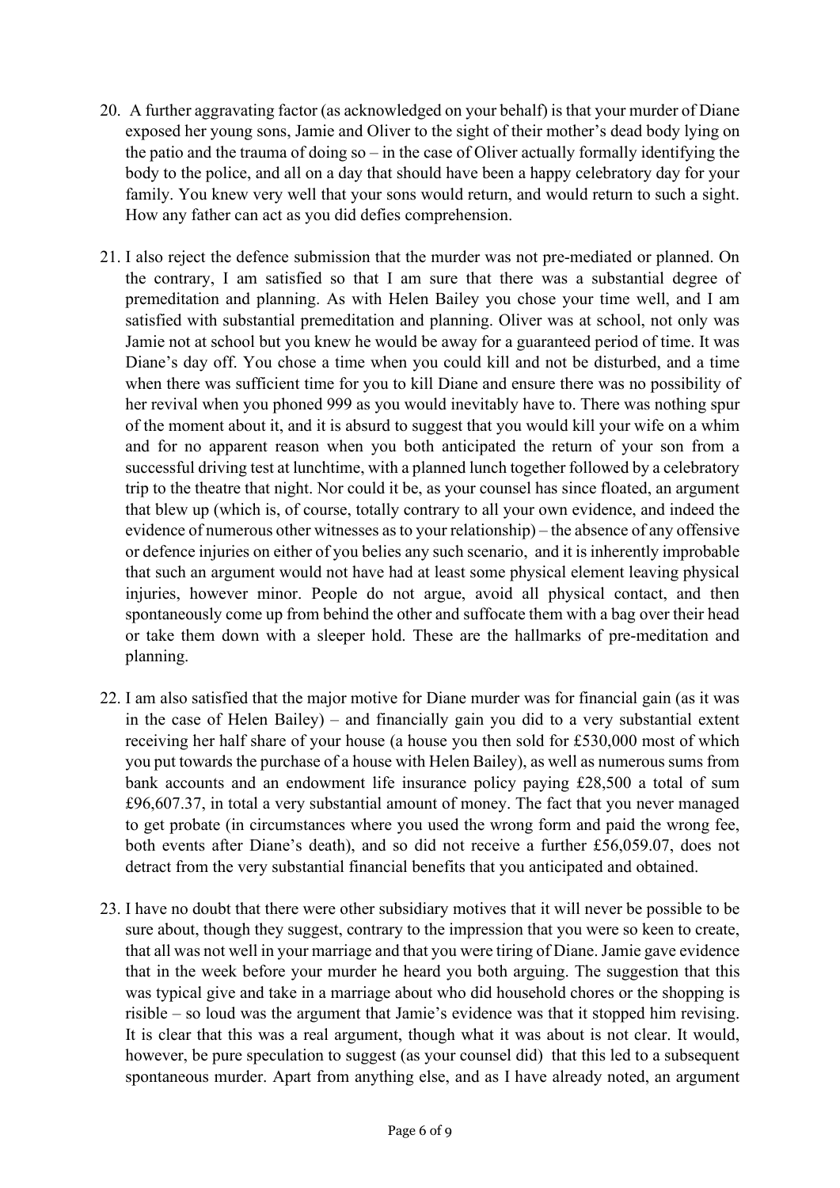20. A further aggravating factor (as acknowledged on your behalf) is that your murder of Diane exposed her young sons, Jamie and Oliver to the sight of their mother's dead body lying on the patio and the trauma of doing so – in the case of Oliver actually formally identifying the body to the police, and all on a day that should have been a happy celebratory day for your family. You knew very well that your sons would return, and would return to such a sight. How any father can act as you did defies comprehension.

21. I also reject the defence submission that the murder was not pre-mediated or planned. On the contrary, I am satisfied so that I am sure that there was a substantial degree of premeditation and planning. As with Helen Bailey you chose your time well, and I am satisfied with substantial premeditation and planning. Oliver was at school, not only was Jamie not at school but you knew he would be away for a guaranteed period of time. It was Diane's day off. You chose a time when you could kill and not be disturbed, and a time when there was sufficient time for you to kill Diane and ensure there was no possibility of her revival when you phoned 999 as you would inevitably have to. There was nothing spur of the moment about it, and it is absurd to suggest that you would kill your wife on a whim and for no apparent reason when you both anticipated the return of your son from a successful driving test at lunchtime, with a planned lunch together followed by a celebratory trip to the theatre that night. Nor could it be, as your counsel has since floated, an argument that blew up (which is, of course, totally contrary to all your own evidence, and indeed the evidence of numerous other witnesses as to your relationship) – the absence of any offensive or defence injuries on either of you belies any such scenario, and it is inherently improbable that such an argument would not have had at least some physical element leaving physical injuries, however minor. People do not argue, avoid all physical contact, and then spontaneously come up from behind the other and suffocate them with a bag over their head or take them down with a sleeper hold. These are the hallmarks of pre-meditation and planning.

22. I am also satisfied that the major motive for Diane murder was for financial gain (as it was in the case of Helen Bailey) – and financially gain you did to a very substantial extent receiving her half share of your house (a house you then sold for £530,000 most of which you put towards the purchase of a house with Helen Bailey), as well as numerous sums from bank accounts and an endowment life insurance policy paying £28,500 a total of sum £96,607.37, in total a very substantial amount of money. The fact that you never managed to get probate (in circumstances where you used the wrong form and paid the wrong fee, both events after Diane's death), and so did not receive a further £56,059.07, does not detract from the very substantial financial benefits that you anticipated and obtained.

23. I have no doubt that there were other subsidiary motives that it will never be possible to be sure about, though they suggest, contrary to the impression that you were so keen to create, that all was not well in your marriage and that you were tiring of Diane. Jamie gave evidence that in the week before your murder he heard you both arguing. The suggestion that this was typical give and take in a marriage about who did household chores or the shopping is risible – so loud was the argument that Jamie's evidence was that it stopped him revising. It is clear that this was a real argument, though what it was about is not clear. It would, however, be pure speculation to suggest (as your counsel did) that this led to a subsequent spontaneous murder. Apart from anything else, and as I have already noted, an argument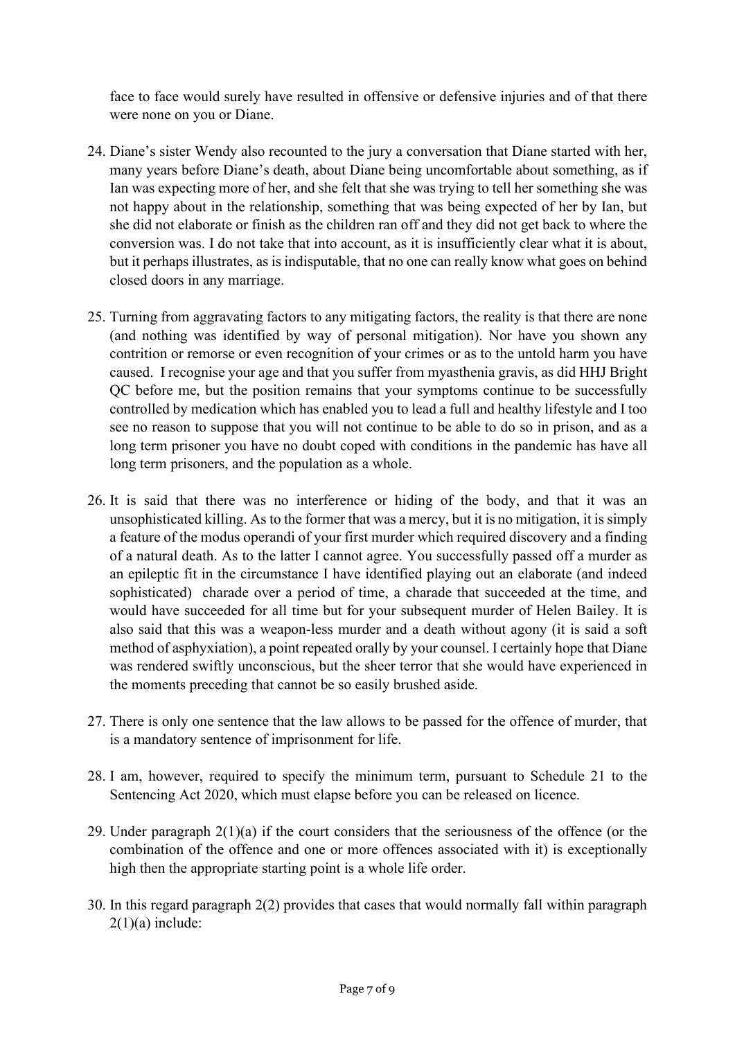face to face would surely have resulted in offensive or defensive injuries and of that there were none on you or Diane.

24. Diane's sister Wendy also recounted to the jury a conversation that Diane started with her, many years before Diane's death, about Diane being uncomfortable about something, as if Ian was expecting more of her, and she felt that she was trying to tell her something she was not happy about in the relationship, something that was being expected of her by Ian, but she did not elaborate or finish as the children ran off and they did not get back to where the conversion was. I do not take that into account, as it is insufficiently clear what it is about, but it perhaps illustrates, as is indisputable, that no one can really know what goes on behind closed doors in any marriage.

25. Turning from aggravating factors to any mitigating factors, the reality is that there are none (and nothing was identified by way of personal mitigation). Nor have you shown any contrition or remorse or even recognition of your crimes or as to the untold harm you have caused. I recognise your age and that you suffer from myasthenia gravis, as did HHJ Bright QC before me, but the position remains that your symptoms continue to be successfully controlled by medication which has enabled you to lead a full and healthy lifestyle and I too see no reason to suppose that you will not continue to be able to do so in prison, and as a long term prisoner you have no doubt coped with conditions in the pandemic has have all long term prisoners, and the population as a whole.

26. It is said that there was no interference or hiding of the body, and that it was an unsophisticated killing. As to the former that was a mercy, but it is no mitigation, it is simply a feature of the modus operandi of your first murder which required discovery and a finding of a natural death. As to the latter I cannot agree. You successfully passed off a murder as an epileptic fit in the circumstance I have identified playing out an elaborate (and indeed sophisticated) charade over a period of time, a charade that succeeded at the time, and would have succeeded for all time but for your subsequent murder of Helen Bailey. It is also said that this was a weapon-less murder and a death without agony (it is said a soft method of asphyxiation), a point repeated orally by your counsel. I certainly hope that Diane was rendered swiftly unconscious, but the sheer terror that she would have experienced in the moments preceding that cannot be so easily brushed aside.

27. There is only one sentence that the law allows to be passed for the offence of murder, that is a mandatory sentence of imprisonment for life.

28. I am, however, required to specify the minimum term, pursuant to Schedule 21 to the Sentencing Act 2020, which must elapse before you can be released on licence.

29. Under paragraph 2(1)(a) if the court considers that the seriousness of the offence (or the combination of the offence and one or more offences associated with it) is exceptionally high then the appropriate starting point is a whole life order.

30. In this regard paragraph 2(2) provides that cases that would normally fall within paragraph 2(1)(a) include: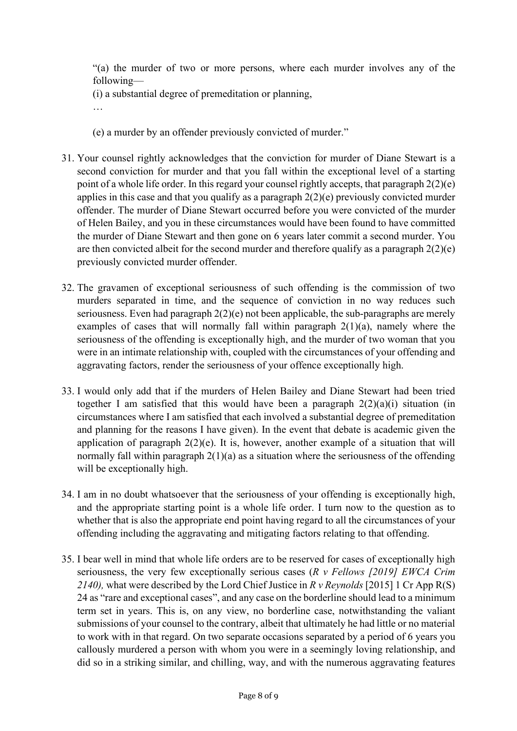"(a) the murder of two or more persons, where each murder involves any of the following—

(i) a substantial degree of premeditation or planning,

…

(e) a murder by an offender previously convicted of murder."

31. Your counsel rightly acknowledges that the conviction for murder of Diane Stewart is a second conviction for murder and that you fall within the exceptional level of a starting point of a whole life order. In this regard your counsel rightly accepts, that paragraph 2(2)(e) applies in this case and that you qualify as a paragraph 2(2)(e) previously convicted murder offender. The murder of Diane Stewart occurred before you were convicted of the murder of Helen Bailey, and you in these circumstances would have been found to have committed the murder of Diane Stewart and then gone on 6 years later commit a second murder. You are then convicted albeit for the second murder and therefore qualify as a paragraph 2(2)(e) previously convicted murder offender.

32. The gravamen of exceptional seriousness of such offending is the commission of two murders separated in time, and the sequence of conviction in no way reduces such seriousness. Even had paragraph 2(2)(e) not been applicable, the sub-paragraphs are merely examples of cases that will normally fall within paragraph 2(1)(a), namely where the seriousness of the offending is exceptionally high, and the murder of two woman that you were in an intimate relationship with, coupled with the circumstances of your offending and aggravating factors, render the seriousness of your offence exceptionally high.

33. I would only add that if the murders of Helen Bailey and Diane Stewart had been tried together I am satisfied that this would have been a paragraph 2(2)(a)(i) situation (in circumstances where I am satisfied that each involved a substantial degree of premeditation and planning for the reasons I have given). In the event that debate is academic given the application of paragraph 2(2)(e). It is, however, another example of a situation that will normally fall within paragraph 2(1)(a) as a situation where the seriousness of the offending will be exceptionally high.

34. I am in no doubt whatsoever that the seriousness of your offending is exceptionally high, and the appropriate starting point is a whole life order. I turn now to the question as to whether that is also the appropriate end point having regard to all the circumstances of your offending including the aggravating and mitigating factors relating to that offending.

35. I bear well in mind that whole life orders are to be reserved for cases of exceptionally high seriousness, the very few exceptionally serious cases (*R v Fellows [2019] EWCA Crim 2140),* what were described by the Lord Chief Justice in *R v Reynolds* [2015] 1 Cr App R(S) 24 as "rare and exceptional cases", and any case on the borderline should lead to a minimum term set in years. This is, on any view, no borderline case, notwithstanding the valiant submissions of your counsel to the contrary, albeit that ultimately he had little or no material to work with in that regard. On two separate occasions separated by a period of 6 years you callously murdered a person with whom you were in a seemingly loving relationship, and did so in a striking similar, and chilling, way, and with the numerous aggravating features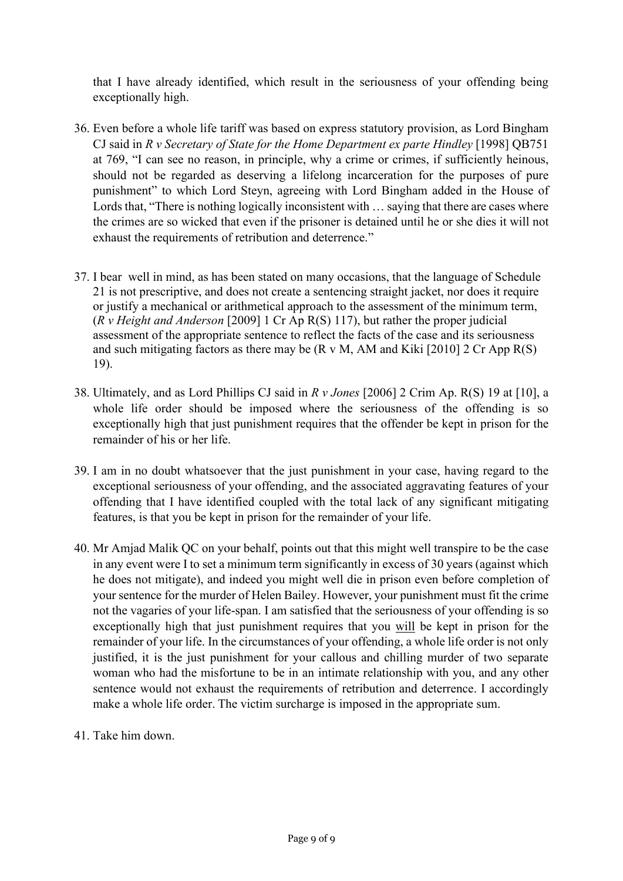that I have already identified, which result in the seriousness of your offending being exceptionally high.

36. Even before a whole life tariff was based on express statutory provision, as Lord Bingham CJ said in *R v Secretary of State for the Home Department ex parte Hindley* [1998] QB751 at 769, "I can see no reason, in principle, why a crime or crimes, if sufficiently heinous, should not be regarded as deserving a lifelong incarceration for the purposes of pure punishment" to which Lord Steyn, agreeing with Lord Bingham added in the House of Lords that, "There is nothing logically inconsistent with … saying that there are cases where the crimes are so wicked that even if the prisoner is detained until he or she dies it will not exhaust the requirements of retribution and deterrence."

37. I bear well in mind, as has been stated on many occasions, that the language of Schedule 21 is not prescriptive, and does not create a sentencing straight jacket, nor does it require or justify a mechanical or arithmetical approach to the assessment of the minimum term, (*R v Height and Anderson* [2009] 1 Cr Ap R(S) 117), but rather the proper judicial assessment of the appropriate sentence to reflect the facts of the case and its seriousness and such mitigating factors as there may be (R v M, AM and Kiki [2010] 2 Cr App R(S) 19).

38. Ultimately, and as Lord Phillips CJ said in *R v Jones* [2006] 2 Crim Ap. R(S) 19 at [10], a whole life order should be imposed where the seriousness of the offending is so exceptionally high that just punishment requires that the offender be kept in prison for the remainder of his or her life.

39. I am in no doubt whatsoever that the just punishment in your case, having regard to the exceptional seriousness of your offending, and the associated aggravating features of your offending that I have identified coupled with the total lack of any significant mitigating features, is that you be kept in prison for the remainder of your life.

40. Mr Amjad Malik QC on your behalf, points out that this might well transpire to be the case in any event were I to set a minimum term significantly in excess of 30 years (against which he does not mitigate), and indeed you might well die in prison even before completion of your sentence for the murder of Helen Bailey. However, your punishment must fit the crime not the vagaries of your life-span. I am satisfied that the seriousness of your offending is so exceptionally high that just punishment requires that you <u>will</u> be kept in prison for the remainder of your life. In the circumstances of your offending, a whole life order is not only justified, it is the just punishment for your callous and chilling murder of two separate woman who had the misfortune to be in an intimate relationship with you, and any other sentence would not exhaust the requirements of retribution and deterrence. I accordingly make a whole life order. The victim surcharge is imposed in the appropriate sum.

41. Take him down.